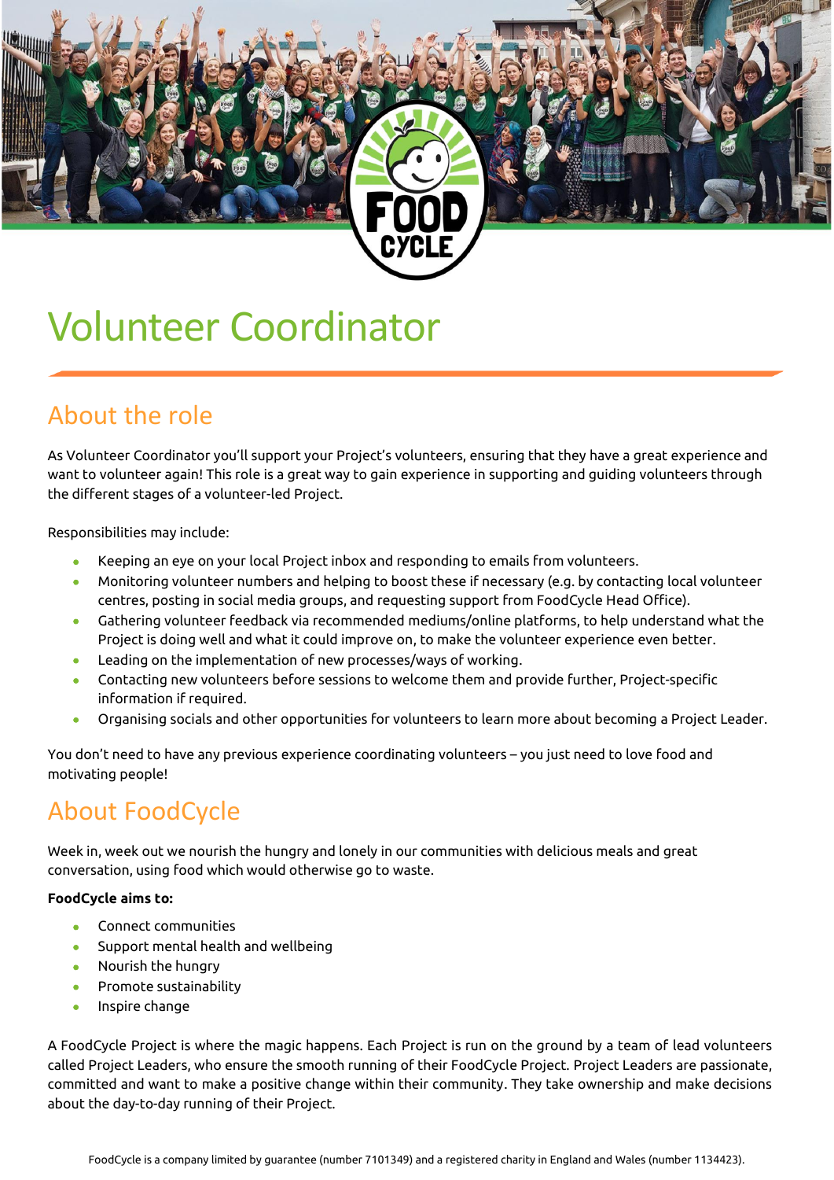# Volunteer Coordinator

## About the role

As Volunteer Coordinator you'll support your Project's volunteers, ensuring that they have a great experience and want to volunteer again! This role is a great way to gain experience in supporting and guiding volunteers through the different stages of a volunteer-led Project.

Responsibilities may include:

- Keeping an eye on your local Project inbox and responding to emails from volunteers.
- Monitoring volunteer numbers and helping to boost these if necessary (e.g. by contacting local volunteer centres, posting in social media groups, and requesting support from FoodCycle Head Office).
- Gathering volunteer feedback via recommended mediums/online platforms, to help understand what the Project is doing well and what it could improve on, to make the volunteer experience even better.
- Leading on the implementation of new processes/ways of working.
- Contacting new volunteers before sessions to welcome them and provide further, Project-specific information if required.
- Organising socials and other opportunities for volunteers to learn more about becoming a Project Leader.

You don't need to have any previous experience coordinating volunteers – you just need to love food and motivating people!

## About FoodCycle

Week in, week out we nourish the hungry and lonely in our communities with delicious meals and great conversation, using food which would otherwise go to waste.

**FoodCycle aims to:**

- Connect communities
- Support mental health and wellbeing
- Nourish the hungry
- Promote sustainability
- Inspire change

A FoodCycle Project is where the magic happens. Each Project is run on the ground by a team of lead volunteers called Project Leaders, who ensure the smooth running of their FoodCycle Project. Project Leaders are passionate, committed and want to make a positive change within their community. They take ownership and make decisions about the day-to-day running of their Project.

FoodCycle is a company limited by guarantee (number 7101349) and a registered charity in England and Wales (number 1134423).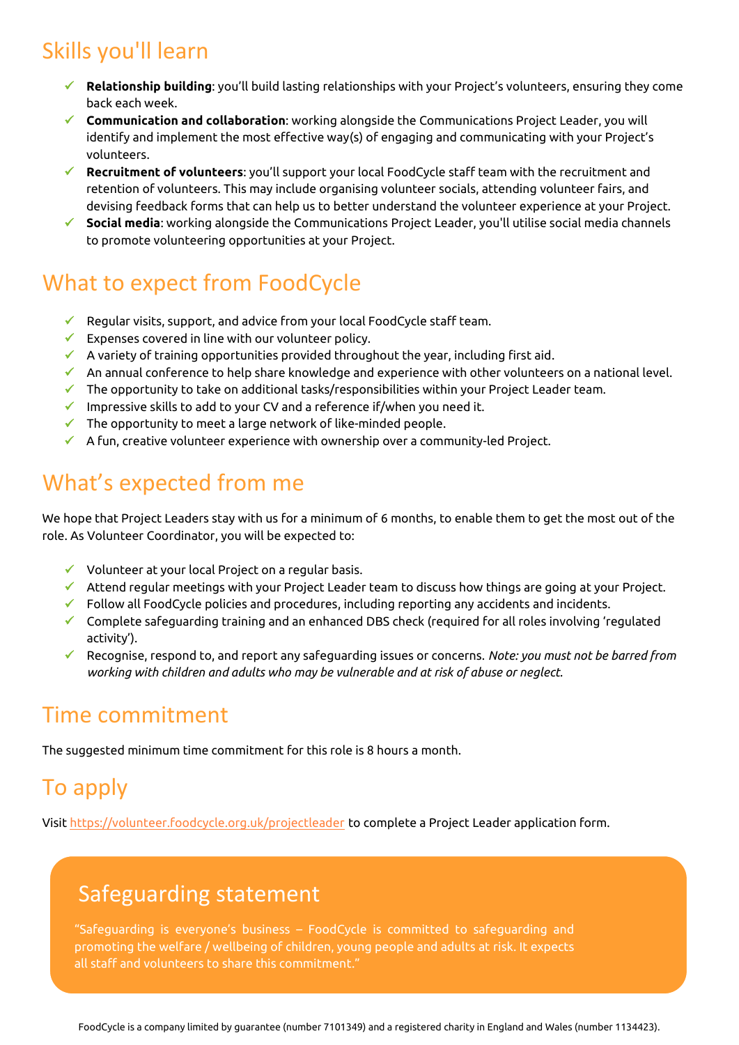## Skills you'll learn

- ✓ **Relationship building**: you'll build lasting relationships with your Project's volunteers, ensuring they come back each week.
- ✓ **Communication and collaboration**: working alongside the Communications Project Leader, you will identify and implement the most effective way(s) of engaging and communicating with your Project's volunteers.
- ✓ **Recruitment of volunteers**: you'll support your local FoodCycle staff team with the recruitment and retention of volunteers. This may include organising volunteer socials, attending volunteer fairs, and devising feedback forms that can help us to better understand the volunteer experience at your Project.
- ✓ **Social media**: working alongside the Communications Project Leader, you'll utilise social media channels to promote volunteering opportunities at your Project.

## What to expect from FoodCycle

- ✓ Regular visits, support, and advice from your local FoodCycle staff team.
- ✓ Expenses covered in line with our volunteer policy.
- ✓ A variety of training opportunities provided throughout the year, including first aid.
- ✓ An annual conference to help share knowledge and experience with other volunteers on a national level.
- ✓ The opportunity to take on additional tasks/responsibilities within your Project Leader team.
- ✓ Impressive skills to add to your CV and a reference if/when you need it.
- ✓ The opportunity to meet a large network of like-minded people.
- ✓ A fun, creative volunteer experience with ownership over a community-led Project.

## What's expected from me

We hope that Project Leaders stay with us for a minimum of 6 months, to enable them to get the most out of the role. As Volunteer Coordinator, you will be expected to:

- ✓ Volunteer at your local Project on a regular basis.
- ✓ Attend regular meetings with your Project Leader team to discuss how things are going at your Project.
- ✓ Follow all FoodCycle policies and procedures, including reporting any accidents and incidents.
- ✓ Complete safeguarding training and an enhanced DBS check (required for all roles involving 'regulated activity').
- ✓ Recognise, respond to, and report any safeguarding issues or concerns. *Note: you must not be barred from working with children and adults who may be vulnerable and at risk of abuse or neglect.*

## Time commitment

The suggested minimum time commitment for this role is 8 hours a month.

## To apply

Visit https://volunteer.foodcycle.org.uk/projectleader to complete a Project Leader application form.

## Safeguarding statement

"Safeguarding is everyone's business – FoodCycle is committed to safeguarding and promoting the welfare / wellbeing of children, young people and adults at risk. It expects all staff and volunteers to share this commitment."

FoodCycle is a company limited by guarantee (number 7101349) and a registered charity in England and Wales (number 1134423).